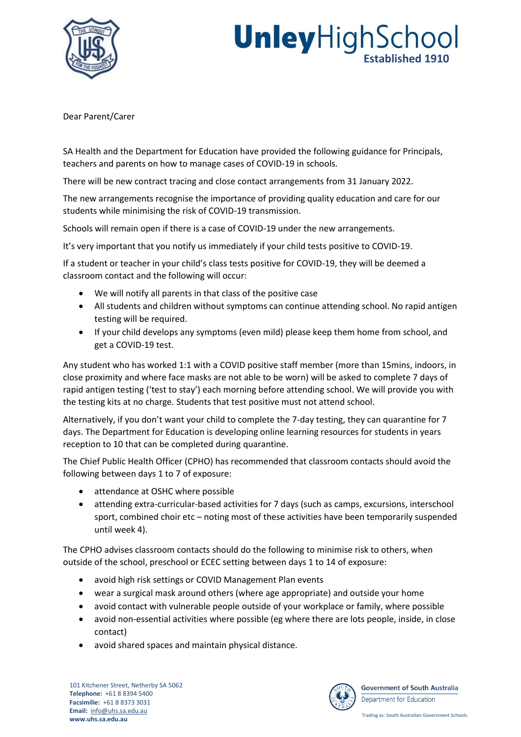Dear Parent/Carer

SA Health and the Department for Education have provided the following guidance for Principals, teachers and parents on how to manage cases of COVID-19 in schools.

There will be new contract tracing and close contact arrangements from 31 January 2022.

The new arrangements recognise the importance of providing quality education and care for our students while minimising the risk of COVID-19 transmission.

Schools will remain open if there is a case of COVID-19 under the new arrangements.

It's very important that you notify us immediately if your child tests positive to COVID-19.

If a student or teacher in your child's class tests positive for COVID-19, they will be deemed a classroom contact and the following will occur:

- We will notify all parents in that class of the positive case
- All students and children without symptoms can continue attending school. No rapid antigen testing will be required.
- If your child develops any symptoms (even mild) please keep them home from school, and get a COVID-19 test.

Any student who has worked 1:1 with a COVID positive staff member (more than 15mins, indoors, in close proximity and where face masks are not able to be worn) will be asked to complete 7 days of rapid antigen testing ('test to stay') each morning before attending school. We will provide you with the testing kits at no charge. Students that test positive must not attend school.

Alternatively, if you don't want your child to complete the 7-day testing, they can quarantine for 7 days. The Department for Education is developing online learning resources for students in years reception to 10 that can be completed during quarantine.

The Chief Public Health Officer (CPHO) has recommended that classroom contacts should avoid the following between days 1 to 7 of exposure:

- attendance at OSHC where possible
- attending extra-curricular-based activities for 7 days (such as camps, excursions, interschool sport, combined choir etc – noting most of these activities have been temporarily suspended until week 4).

The CPHO advises classroom contacts should do the following to minimise risk to others, when outside of the school, preschool or ECEC setting between days 1 to 14 of exposure:

- avoid high risk settings or COVID Management Plan events
- wear a surgical mask around others (where age appropriate) and outside your home
- avoid contact with vulnerable people outside of your workplace or family, where possible
- avoid non-essential activities where possible (eg where there are lots people, inside, in close contact)
- avoid shared spaces and maintain physical distance.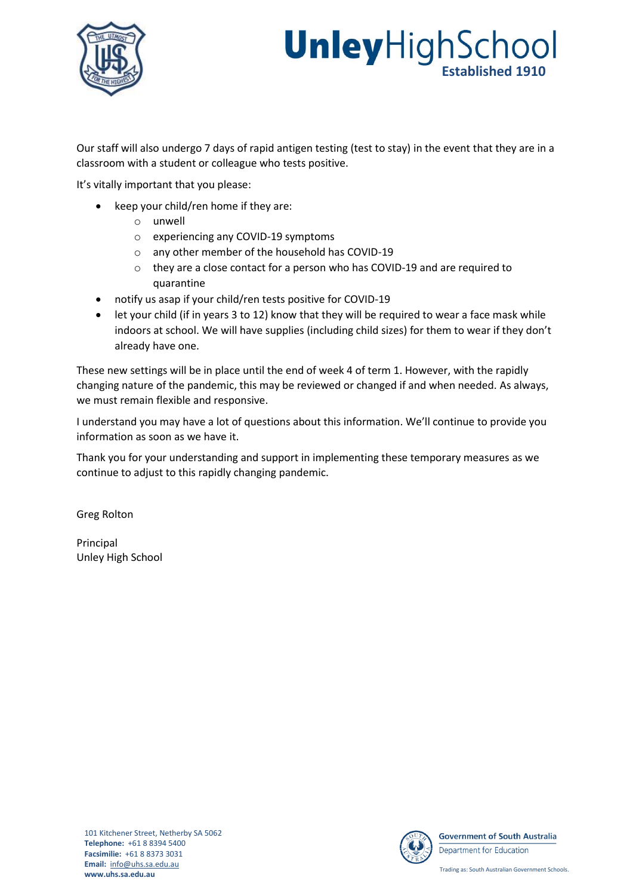Our staff will also undergo 7 days of rapid antigen testing (test to stay) in the event that they are in a classroom with a student or colleague who tests positive.

It's vitally important that you please:

- keep your child/ren home if they are:
  - unwell
  - experiencing any COVID-19 symptoms
  - any other member of the household has COVID-19
  - they are a close contact for a person who has COVID-19 and are required to quarantine
- notify us asap if your child/ren tests positive for COVID-19
- let your child (if in years 3 to 12) know that they will be required to wear a face mask while indoors at school. We will have supplies (including child sizes) for them to wear if they don't already have one.

These new settings will be in place until the end of week 4 of term 1. However, with the rapidly changing nature of the pandemic, this may be reviewed or changed if and when needed. As always, we must remain flexible and responsive.

I understand you may have a lot of questions about this information. We'll continue to provide you information as soon as we have it.

Thank you for your understanding and support in implementing these temporary measures as we continue to adjust to this rapidly changing pandemic.

Greg Rolton

Principal
Unley High School